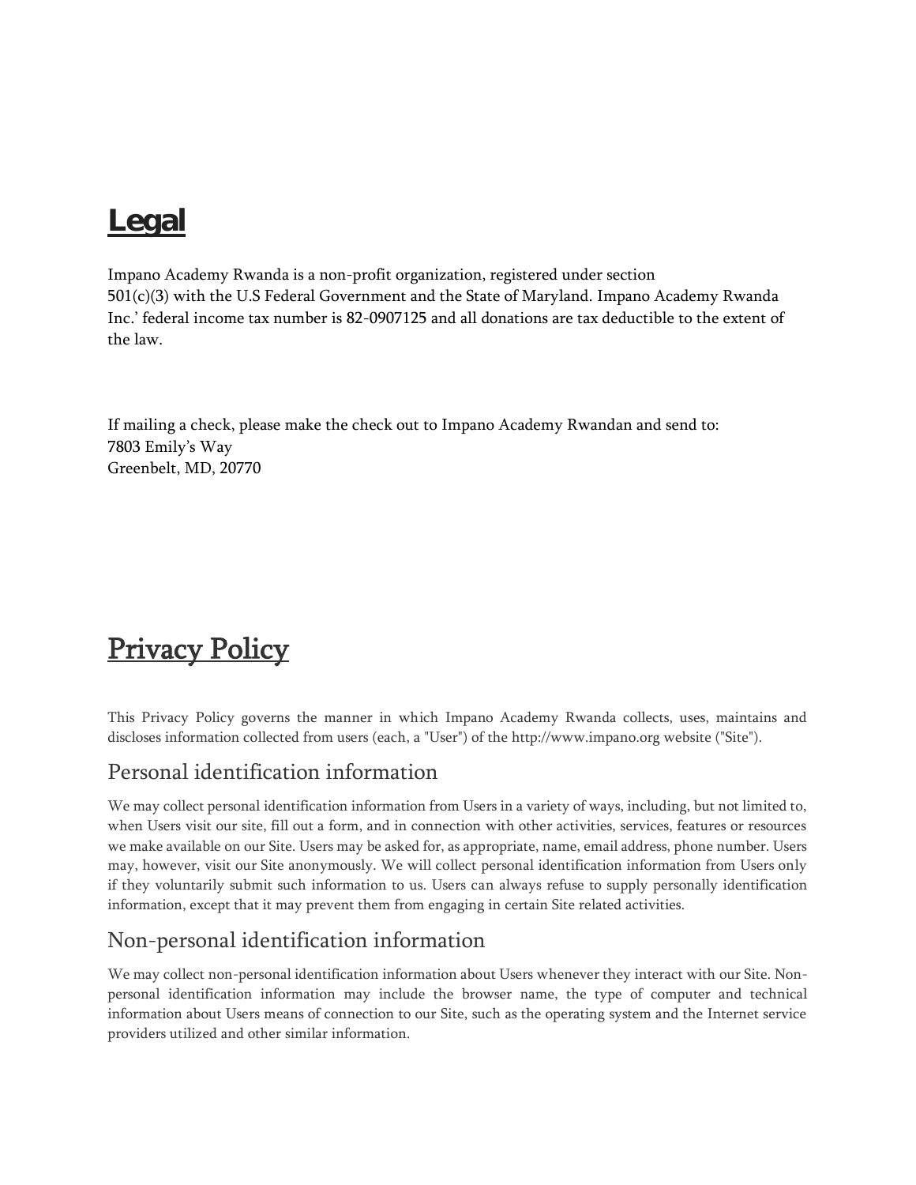# Legal

Impano Academy Rwanda is a non-profit organization, registered under section 501(c)(3) with the U.S Federal Government and the State of Maryland. Impano Academy Rwanda Inc.' federal income tax number is 82-0907125 and all donations are tax deductible to the extent of the law.

If mailing a check, please make the check out to Impano Academy Rwandan and send to:
7803 Emily's Way
Greenbelt, MD, 20770

# Privacy Policy

This Privacy Policy governs the manner in which Impano Academy Rwanda collects, uses, maintains and discloses information collected from users (each, a "User") of the http://www.impano.org website ("Site").

## Personal identification information

We may collect personal identification information from Users in a variety of ways, including, but not limited to, when Users visit our site, fill out a form, and in connection with other activities, services, features or resources we make available on our Site. Users may be asked for, as appropriate, name, email address, phone number. Users may, however, visit our Site anonymously. We will collect personal identification information from Users only if they voluntarily submit such information to us. Users can always refuse to supply personally identification information, except that it may prevent them from engaging in certain Site related activities.

## Non-personal identification information

We may collect non-personal identification information about Users whenever they interact with our Site. Non-personal identification information may include the browser name, the type of computer and technical information about Users means of connection to our Site, such as the operating system and the Internet service providers utilized and other similar information.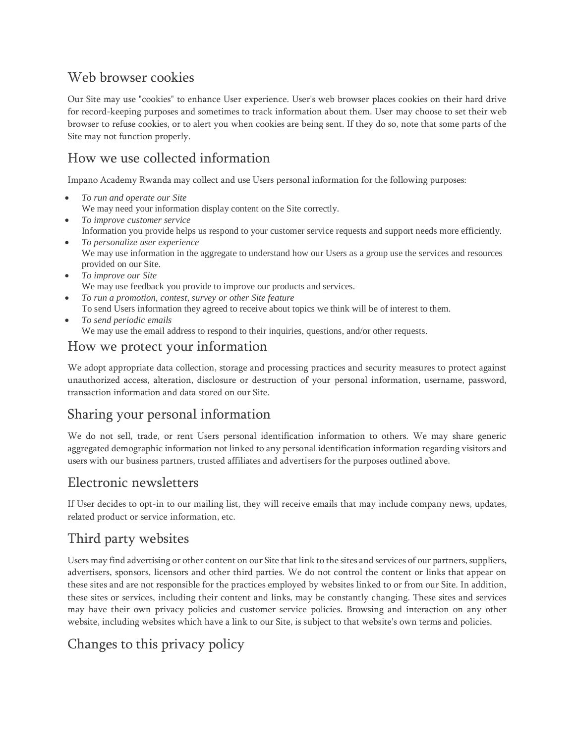## Web browser cookies

Our Site may use "cookies" to enhance User experience. User's web browser places cookies on their hard drive for record-keeping purposes and sometimes to track information about them. User may choose to set their web browser to refuse cookies, or to alert you when cookies are being sent. If they do so, note that some parts of the Site may not function properly.

## How we use collected information

Impano Academy Rwanda may collect and use Users personal information for the following purposes:

- *To run and operate our Site*
  We may need your information display content on the Site correctly.
- *To improve customer service*
  Information you provide helps us respond to your customer service requests and support needs more efficiently.
- *To personalize user experience*
  We may use information in the aggregate to understand how our Users as a group use the services and resources provided on our Site.
- *To improve our Site*
  We may use feedback you provide to improve our products and services.
- *To run a promotion, contest, survey or other Site feature*
  To send Users information they agreed to receive about topics we think will be of interest to them.
- *To send periodic emails*
  We may use the email address to respond to their inquiries, questions, and/or other requests.

## How we protect your information

We adopt appropriate data collection, storage and processing practices and security measures to protect against unauthorized access, alteration, disclosure or destruction of your personal information, username, password, transaction information and data stored on our Site.

## Sharing your personal information

We do not sell, trade, or rent Users personal identification information to others. We may share generic aggregated demographic information not linked to any personal identification information regarding visitors and users with our business partners, trusted affiliates and advertisers for the purposes outlined above.

## Electronic newsletters

If User decides to opt-in to our mailing list, they will receive emails that may include company news, updates, related product or service information, etc.

## Third party websites

Users may find advertising or other content on our Site that link to the sites and services of our partners, suppliers, advertisers, sponsors, licensors and other third parties. We do not control the content or links that appear on these sites and are not responsible for the practices employed by websites linked to or from our Site. In addition, these sites or services, including their content and links, may be constantly changing. These sites and services may have their own privacy policies and customer service policies. Browsing and interaction on any other website, including websites which have a link to our Site, is subject to that website's own terms and policies.

## Changes to this privacy policy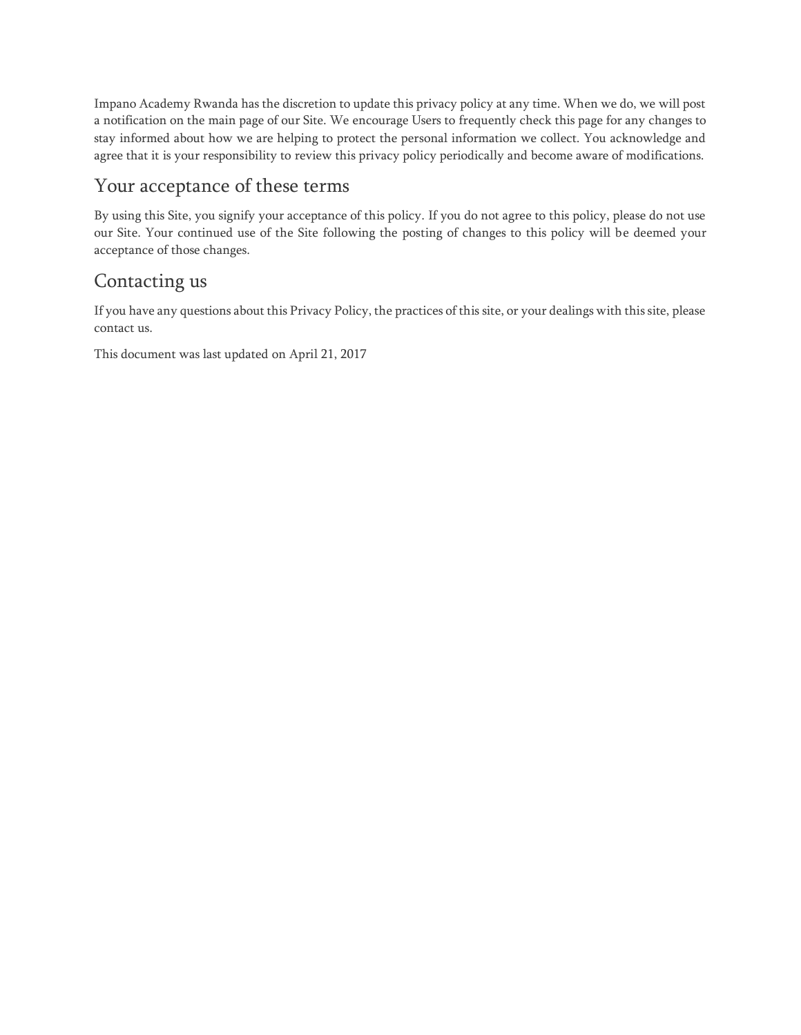Impano Academy Rwanda has the discretion to update this privacy policy at any time. When we do, we will post a notification on the main page of our Site. We encourage Users to frequently check this page for any changes to stay informed about how we are helping to protect the personal information we collect. You acknowledge and agree that it is your responsibility to review this privacy policy periodically and become aware of modifications.

## Your acceptance of these terms

By using this Site, you signify your acceptance of this policy. If you do not agree to this policy, please do not use our Site. Your continued use of the Site following the posting of changes to this policy will be deemed your acceptance of those changes.

## Contacting us

If you have any questions about this Privacy Policy, the practices of this site, or your dealings with this site, please contact us.

This document was last updated on April 21, 2017